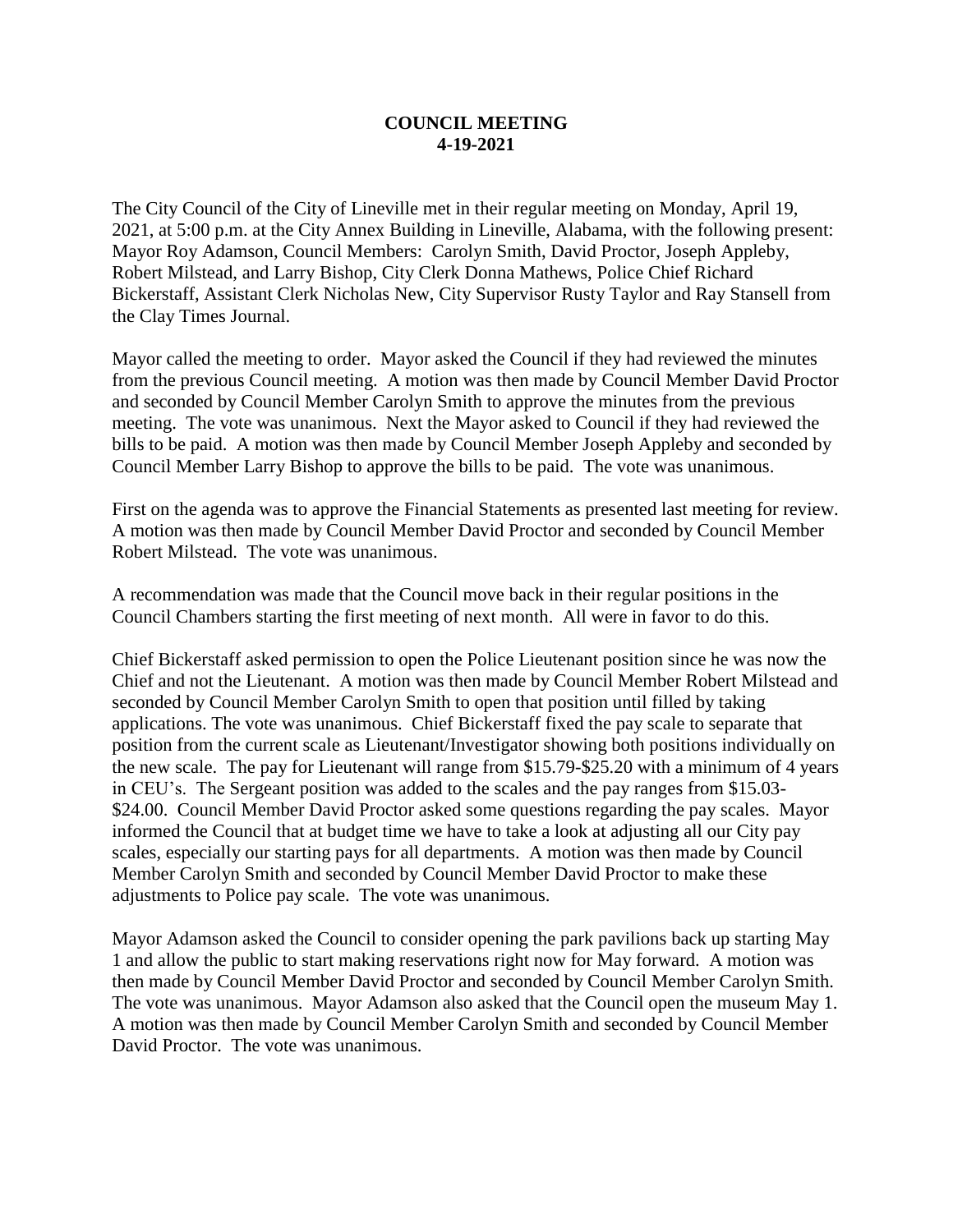**COUNCIL MEETING**
**4-19-2021**

The City Council of the City of Lineville met in their regular meeting on Monday, April 19, 2021, at 5:00 p.m. at the City Annex Building in Lineville, Alabama, with the following present: Mayor Roy Adamson, Council Members: Carolyn Smith, David Proctor, Joseph Appleby, Robert Milstead, and Larry Bishop, City Clerk Donna Mathews, Police Chief Richard Bickerstaff, Assistant Clerk Nicholas New, City Supervisor Rusty Taylor and Ray Stansell from the Clay Times Journal.

Mayor called the meeting to order. Mayor asked the Council if they had reviewed the minutes from the previous Council meeting. A motion was then made by Council Member David Proctor and seconded by Council Member Carolyn Smith to approve the minutes from the previous meeting. The vote was unanimous. Next the Mayor asked to Council if they had reviewed the bills to be paid. A motion was then made by Council Member Joseph Appleby and seconded by Council Member Larry Bishop to approve the bills to be paid. The vote was unanimous.

First on the agenda was to approve the Financial Statements as presented last meeting for review. A motion was then made by Council Member David Proctor and seconded by Council Member Robert Milstead. The vote was unanimous.

A recommendation was made that the Council move back in their regular positions in the Council Chambers starting the first meeting of next month. All were in favor to do this.

Chief Bickerstaff asked permission to open the Police Lieutenant position since he was now the Chief and not the Lieutenant. A motion was then made by Council Member Robert Milstead and seconded by Council Member Carolyn Smith to open that position until filled by taking applications. The vote was unanimous. Chief Bickerstaff fixed the pay scale to separate that position from the current scale as Lieutenant/Investigator showing both positions individually on the new scale. The pay for Lieutenant will range from $15.79-$25.20 with a minimum of 4 years in CEU's. The Sergeant position was added to the scales and the pay ranges from $15.03-$24.00. Council Member David Proctor asked some questions regarding the pay scales. Mayor informed the Council that at budget time we have to take a look at adjusting all our City pay scales, especially our starting pays for all departments. A motion was then made by Council Member Carolyn Smith and seconded by Council Member David Proctor to make these adjustments to Police pay scale. The vote was unanimous.

Mayor Adamson asked the Council to consider opening the park pavilions back up starting May 1 and allow the public to start making reservations right now for May forward. A motion was then made by Council Member David Proctor and seconded by Council Member Carolyn Smith. The vote was unanimous. Mayor Adamson also asked that the Council open the museum May 1. A motion was then made by Council Member Carolyn Smith and seconded by Council Member David Proctor. The vote was unanimous.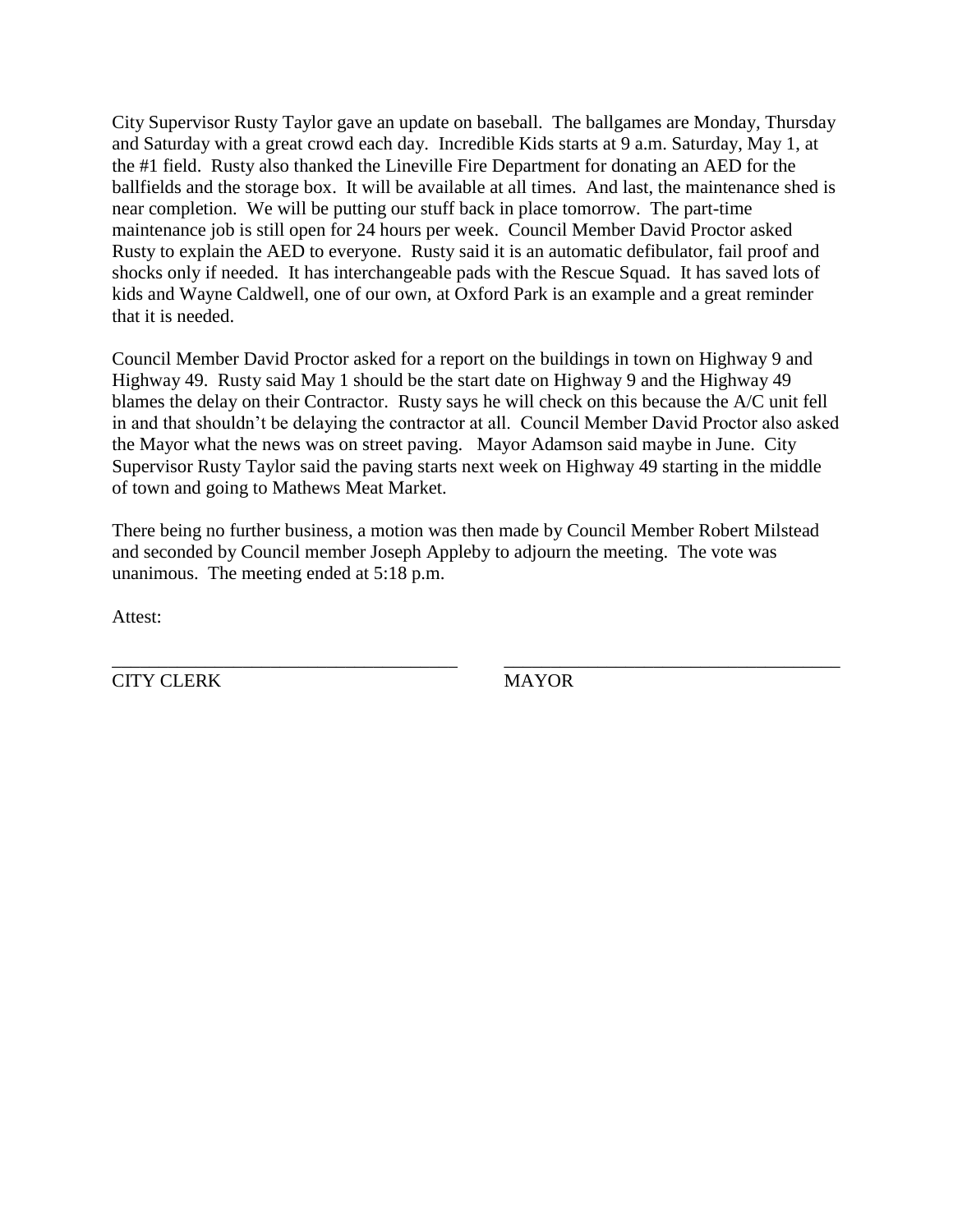City Supervisor Rusty Taylor gave an update on baseball. The ballgames are Monday, Thursday and Saturday with a great crowd each day. Incredible Kids starts at 9 a.m. Saturday, May 1, at the #1 field. Rusty also thanked the Lineville Fire Department for donating an AED for the ballfields and the storage box. It will be available at all times. And last, the maintenance shed is near completion. We will be putting our stuff back in place tomorrow. The part-time maintenance job is still open for 24 hours per week. Council Member David Proctor asked Rusty to explain the AED to everyone. Rusty said it is an automatic defibulator, fail proof and shocks only if needed. It has interchangeable pads with the Rescue Squad. It has saved lots of kids and Wayne Caldwell, one of our own, at Oxford Park is an example and a great reminder that it is needed.

Council Member David Proctor asked for a report on the buildings in town on Highway 9 and Highway 49. Rusty said May 1 should be the start date on Highway 9 and the Highway 49 blames the delay on their Contractor. Rusty says he will check on this because the A/C unit fell in and that shouldn't be delaying the contractor at all. Council Member David Proctor also asked the Mayor what the news was on street paving. Mayor Adamson said maybe in June. City Supervisor Rusty Taylor said the paving starts next week on Highway 49 starting in the middle of town and going to Mathews Meat Market.

There being no further business, a motion was then made by Council Member Robert Milstead and seconded by Council member Joseph Appleby to adjourn the meeting. The vote was unanimous. The meeting ended at 5:18 p.m.

Attest:

_____________________________________ _____________________________________

CITY CLERK MAYOR